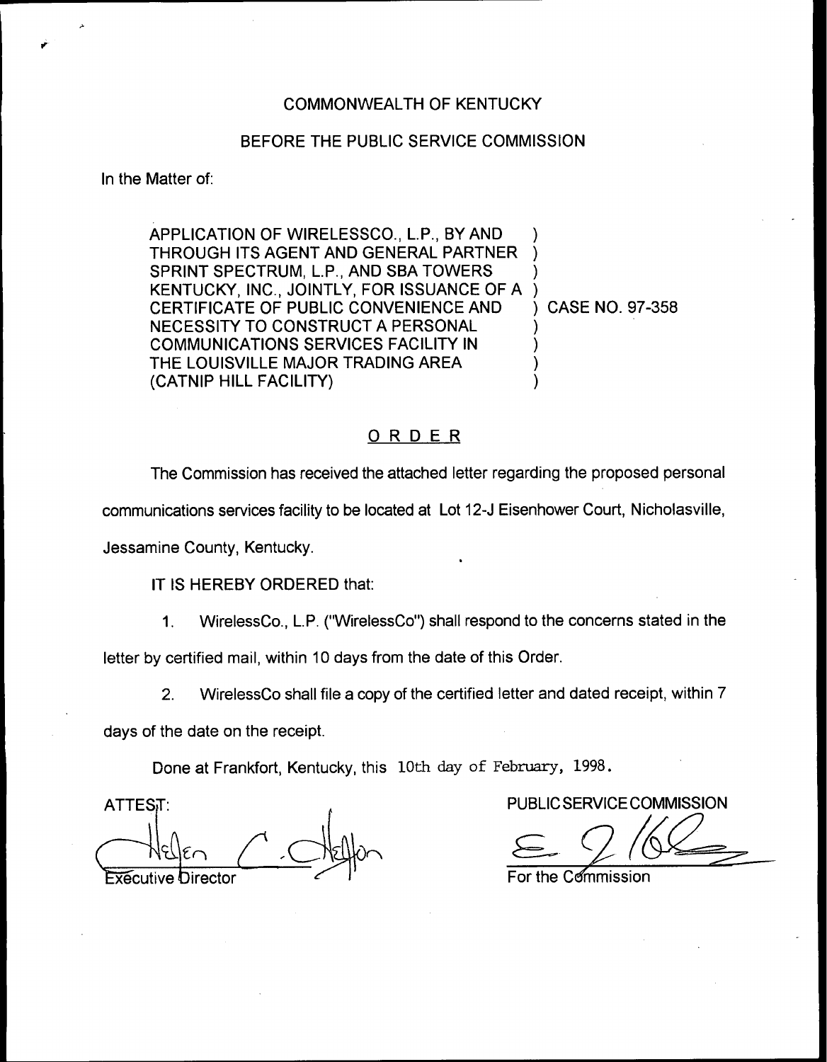COMMONWEALTH OF KENTUCKY

BEFORE THE PUBLIC SERVICE COMMISSION

In the Matter of:

APPLICATION OF WIRELESSCO., L.P., BY AND THROUGH ITS AGENT AND GENERAL PARTNER SPRINT SPECTRUM, L.P., AND SBA TOWERS KENTUCKY, INC., JOINTLY, FOR ISSUANCE OF A CERTIFICATE OF PUBLIC CONVENIENCE AND NECESSITY TO CONSTRUCT A PERSONAL COMMUNICATIONS SERVICES FACILITY IN THE LOUISVILLE MAJOR TRADING AREA (CATNIP HILL FACILITY)

) CASE NO. 97-358

## ORDER

The Commission has received the attached letter regarding the proposed personal communications services facility to be located at Lot 12-J Eisenhower Court, Nicholasville, Jessamine County, Kentucky.

IT IS HEREBY ORDERED that:

1. WirelessCo., L.P. ("WirelessCo") shall respond to the concerns stated in the letter by certified mail, within 10 days from the date of this Order.

2. WirelessCo shall file a copy of the certified letter and dated receipt, within 7 days of the date on the receipt.

Done at Frankfort, Kentucky, this 10th day of February, 1998.

ATTEST:

Executive Director

PUBLIC SERVICE COMMISSION

For the Commission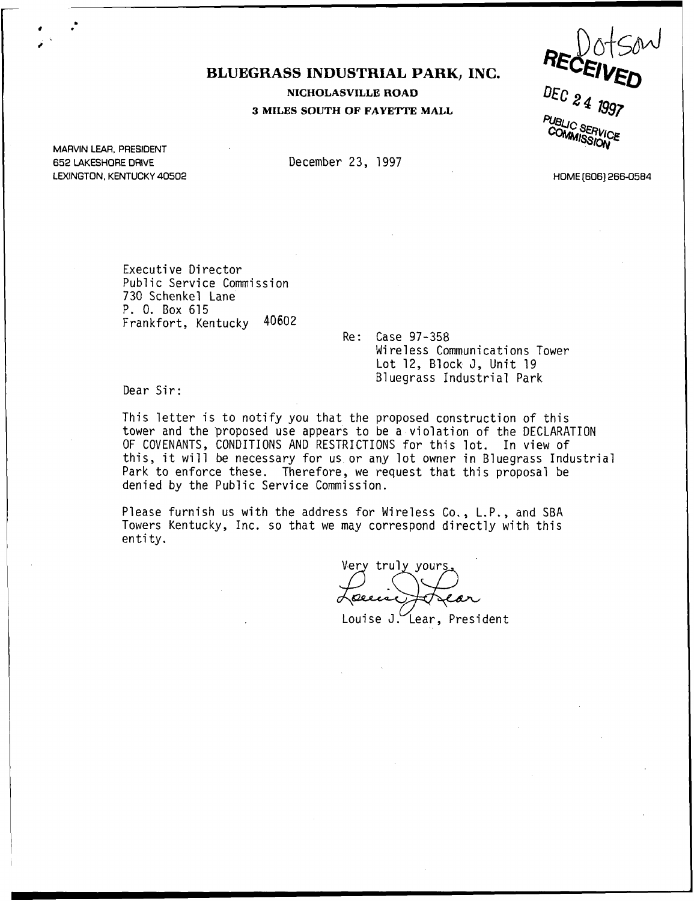**BLUEGRASS INDUSTRIAL PARK, INC.**

**NICHOLASVILLE ROAD**

**3 MILES SOUTH OF FAYETTE MALL**

Dotson

RECEIVED

DEC 24 1997

PUBLIC SERVICE COMMISSION

MARVIN LEAR, PRESIDENT
652 LAKESHORE DRIVE
LEXINGTON, KENTUCKY 40502

December 23, 1997

HOME (606) 266-0584

Executive Director
Public Service Commission
730 Schenkel Lane
P. O. Box 615
Frankfort, Kentucky 40602

Re: Case 97-358
Wireless Communications Tower
Lot 12, Block J, Unit 19
Bluegrass Industrial Park

Dear Sir:

This letter is to notify you that the proposed construction of this tower and the proposed use appears to be a violation of the DECLARATION OF COVENANTS, CONDITIONS AND RESTRICTIONS for this lot. In view of this, it will be necessary for us or any lot owner in Bluegrass Industrial Park to enforce these. Therefore, we request that this proposal be denied by the Public Service Commission.

Please furnish us with the address for Wireless Co., L.P., and SBA Towers Kentucky, Inc. so that we may correspond directly with this entity.

Very truly yours,

Louise J. Lear

Louise J. Lear, President